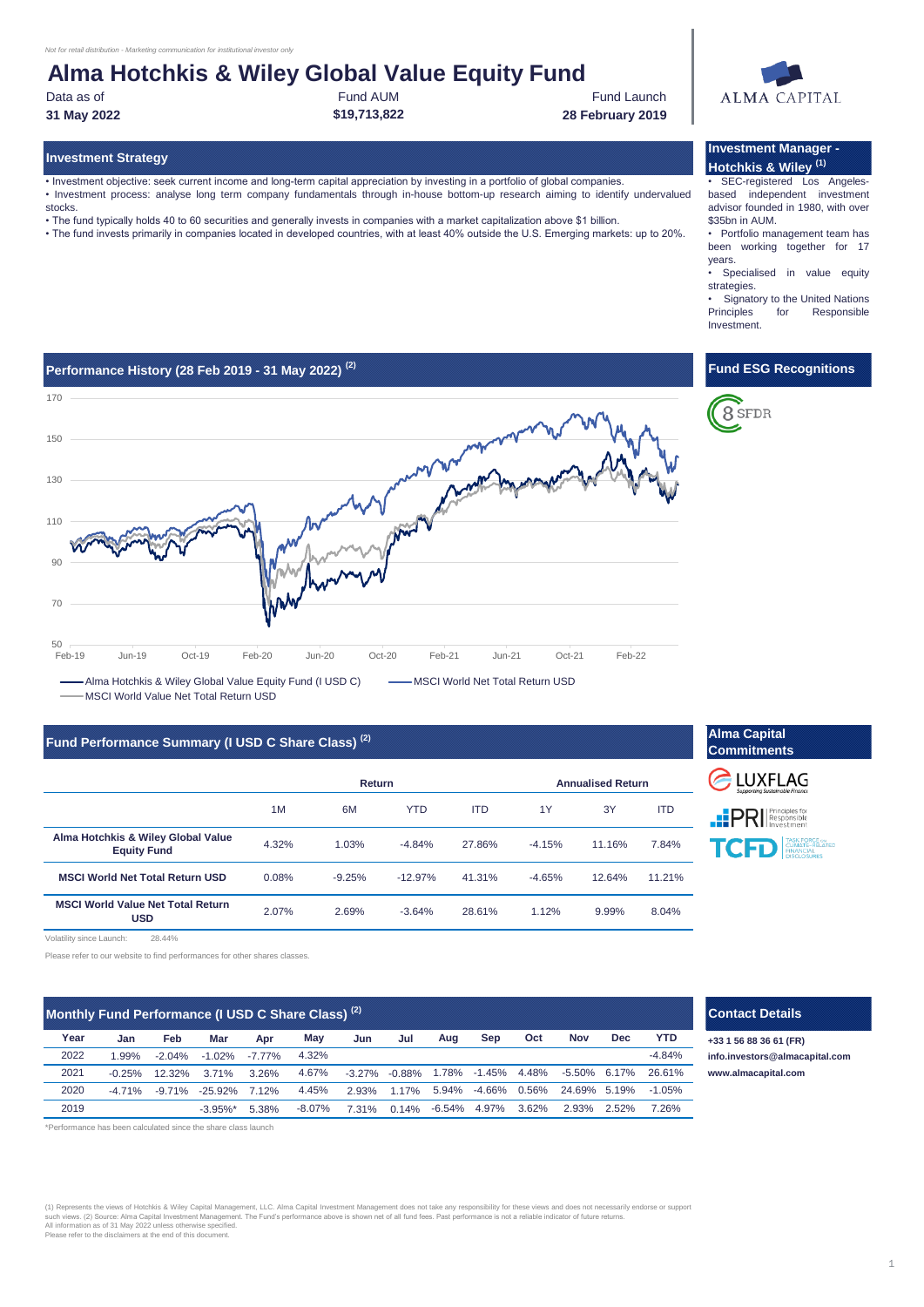*Not for retail distribution - Marketing communication for institutional investor only*

# Alma Hotchkis & Wiley Global Value Equity Fund

| Data as of | Fund AUM | Fund Launch |
|---|---|---|
| **31 May 2022** | **$19,713,822** | **28 February 2019** |

ALMA CAPITAL

## Investment Strategy

- Investment objective: seek current income and long-term capital appreciation by investing in a portfolio of global companies.
- Investment process: analyse long term company fundamentals through in-house bottom-up research aiming to identify undervalued stocks.
- The fund typically holds 40 to 60 securities and generally invests in companies with a market capitalization above $1 billion.
- The fund invests primarily in companies located in developed countries, with at least 40% outside the U.S. Emerging markets: up to 20%.

## Investment Manager - Hotchkis & Wiley [1]

- SEC-registered Los Angeles-based independent investment advisor founded in 1980, with over $35bn in AUM.
- Portfolio management team has been working together for 17 years.
- Specialised in value equity strategies.
- Signatory to the United Nations Principles for Responsible Investment.

## Performance History (28 Feb 2019 - 31 May 2022) [2]

Alma Hotchkis & Wiley Global Value Equity Fund (I USD C) — MSCI World Net Total Return USD — MSCI World Value Net Total Return USD

## Fund ESG Recognitions

8 SFDR

## Fund Performance Summary (I USD C Share Class) [2]

| | Return | | | | Annualised Return | | |
|---|---|---|---|---|---|---|---|
| | 1M | 6M | YTD | ITD | 1Y | 3Y | ITD |
| **Alma Hotchkis & Wiley Global Value Equity Fund** | 4.32% | 1.03% | -4.84% | 27.86% | -4.15% | 11.16% | 7.84% |
| **MSCI World Net Total Return USD** | 0.08% | -9.25% | -12.97% | 41.31% | -4.65% | 12.64% | 11.21% |
| **MSCI World Value Net Total Return USD** | 2.07% | 2.69% | -3.64% | 28.61% | 1.12% | 9.99% | 8.04% |

Volatility since Launch: 28.44%

Please refer to our website to find performances for other shares classes.

## Alma Capital Commitments

LUXFLAG, PRI (Principles for Responsible Investment), TCFD (Task Force on Climate-Related Financial Disclosures)

## Monthly Fund Performance (I USD C Share Class) [2]

| Year | Jan | Feb | Mar | Apr | May | Jun | Jul | Aug | Sep | Oct | Nov | Dec | YTD |
|---|---|---|---|---|---|---|---|---|---|---|---|---|---|
| 2022 | 1.99% | -2.04% | -1.02% | -7.77% | 4.32% | | | | | | | | -4.84% |
| 2021 | -0.25% | 12.32% | 3.71% | 3.26% | 4.67% | -3.27% | -0.88% | 1.78% | -1.45% | 4.48% | -5.50% | 6.17% | 26.61% |
| 2020 | -4.71% | -9.71% | -25.92% | 7.12% | 4.45% | 2.93% | 1.17% | 5.94% | -4.66% | 0.56% | 24.69% | 5.19% | -1.05% |
| 2019 | | | -3.95%* | 5.38% | -8.07% | 7.31% | 0.14% | -6.54% | 4.97% | 3.62% | 2.93% | 2.52% | 7.26% |

*Performance has been calculated since the share class launch

## Contact Details

**+33 1 56 88 36 61 (FR)**
**info.investors@almacapital.com**
**www.almacapital.com**

(1) Represents the views of Hotchkis & Wiley Capital Management, LLC. Alma Capital Investment Management does not take any responsibility for these views and does not necessarily endorse or support such views. (2) Source: Alma Capital Investment Management. The Fund's performance above is shown net of all fund fees. Past performance is not a reliable indicator of future returns.
All information as of 31 May 2022 unless otherwise specified.
Please refer to the disclaimers at the end of this document.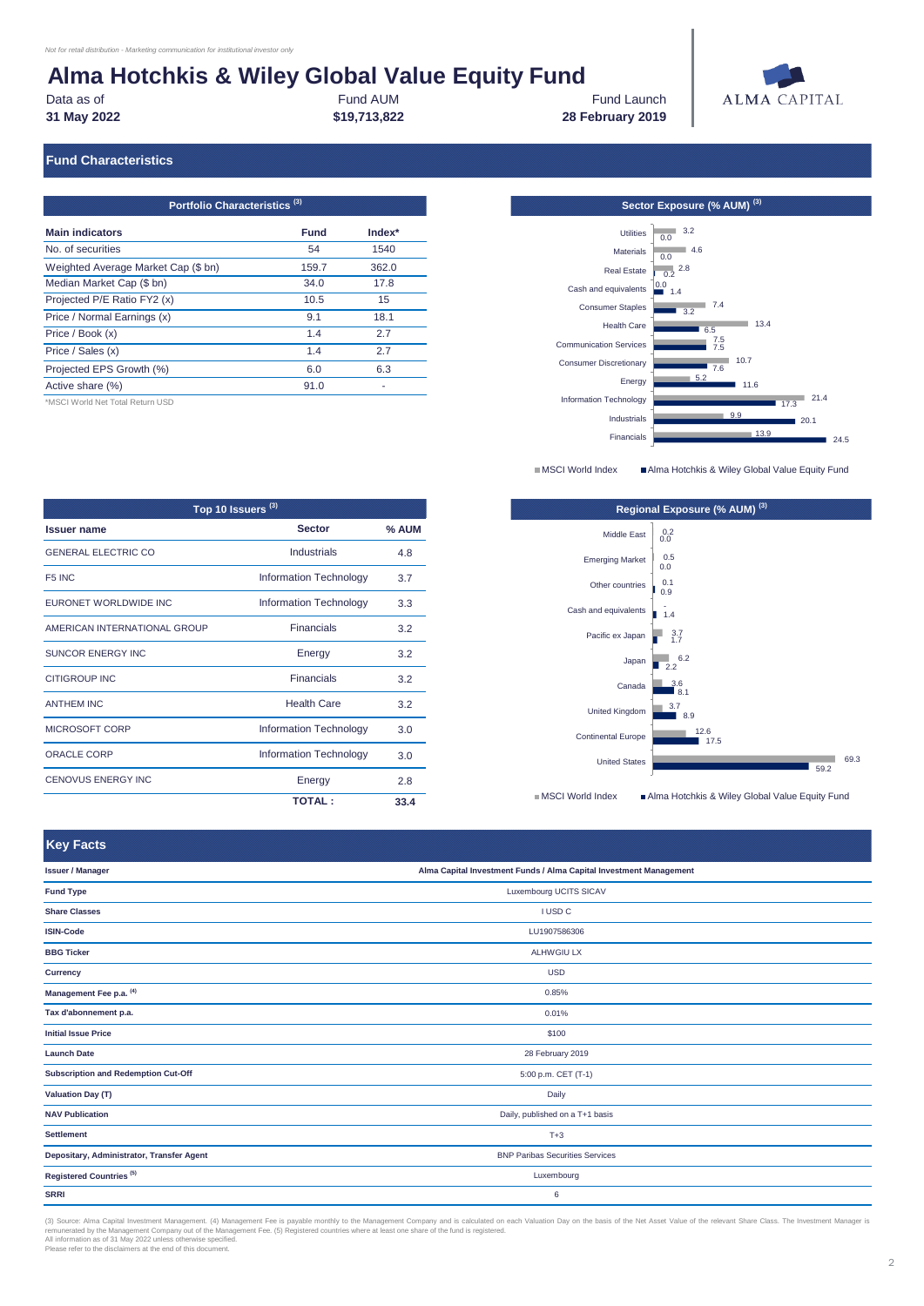*Not for retail distribution - Marketing communication for institutional investor only*

# Alma Hotchkis & Wiley Global Value Equity Fund

| Data as of | Fund AUM | Fund Launch |
|---|---|---|
| **31 May 2022** | **$19,713,822** | **28 February 2019** |

ALMA CAPITAL

## Fund Characteristics

### Portfolio Characteristics [3]

| Main indicators | Fund | Index* |
|---|---|---|
| No. of securities | 54 | 1540 |
| Weighted Average Market Cap ($ bn) | 159.7 | 362.0 |
| Median Market Cap ($ bn) | 34.0 | 17.8 |
| Projected P/E Ratio FY2 (x) | 10.5 | 15 |
| Price / Normal Earnings (x) | 9.1 | 18.1 |
| Price / Book (x) | 1.4 | 2.7 |
| Price / Sales (x) | 1.4 | 2.7 |
| Projected EPS Growth (%) | 6.0 | 6.3 |
| Active share (%) | 91.0 | - |

*MSCI World Net Total Return USD

### Sector Exposure (% AUM) [3]

| Sector | MSCI World Index | Alma Hotchkis & Wiley Global Value Equity Fund |
|---|---|---|
| Utilities | 3.2 | 0.0 |
| Materials | 4.6 | 0.0 |
| Real Estate | 2.8 | 0.2 |
| Cash and equivalents | 0.0 | 1.4 |
| Consumer Staples | 7.4 | 3.2 |
| Health Care | 13.4 | 6.5 |
| Communication Services | 7.5 | 7.5 |
| Consumer Discretionary | 10.7 | 7.6 |
| Energy | 5.2 | 11.6 |
| Information Technology | 21.4 | 17.3 |
| Industrials | 9.9 | 20.1 |
| Financials | 13.9 | 24.5 |

### Top 10 Issuers [3]

| Issuer name | Sector | % AUM |
|---|---|---|
| GENERAL ELECTRIC CO | Industrials | 4.8 |
| F5 INC | Information Technology | 3.7 |
| EURONET WORLDWIDE INC | Information Technology | 3.3 |
| AMERICAN INTERNATIONAL GROUP | Financials | 3.2 |
| SUNCOR ENERGY INC | Energy | 3.2 |
| CITIGROUP INC | Financials | 3.2 |
| ANTHEM INC | Health Care | 3.2 |
| MICROSOFT CORP | Information Technology | 3.0 |
| ORACLE CORP | Information Technology | 3.0 |
| CENOVUS ENERGY INC | Energy | 2.8 |
| | **TOTAL :** | **33.4** |

### Regional Exposure (% AUM) [3]

| Region | MSCI World Index | Alma Hotchkis & Wiley Global Value Equity Fund |
|---|---|---|
| Middle East | 0.2 | 0.0 |
| Emerging Market | 0.5 | 0.0 |
| Other countries | 0.1 | 0.9 |
| Cash and equivalents | - | 1.4 |
| Pacific ex Japan | 3.7 | 1.7 |
| Japan | 6.2 | 2.2 |
| Canada | 3.6 | 8.1 |
| United Kingdom | 3.7 | 8.9 |
| Continental Europe | 12.6 | 17.5 |
| United States | 69.3 | 59.2 |

## Key Facts

| | |
|---|---|
| **Issuer / Manager** | **Alma Capital Investment Funds / Alma Capital Investment Management** |
| **Fund Type** | Luxembourg UCITS SICAV |
| **Share Classes** | I USD C |
| **ISIN-Code** | LU1907586306 |
| **BBG Ticker** | ALHWGIU LX |
| **Currency** | USD |
| **Management Fee p.a. [4]** | 0.85% |
| **Tax d'abonnement p.a.** | 0.01% |
| **Initial Issue Price** | $100 |
| **Launch Date** | 28 February 2019 |
| **Subscription and Redemption Cut-Off** | 5:00 p.m. CET (T-1) |
| **Valuation Day (T)** | Daily |
| **NAV Publication** | Daily, published on a T+1 basis |
| **Settlement** | T+3 |
| **Depositary, Administrator, Transfer Agent** | BNP Paribas Securities Services |
| **Registered Countries [5]** | Luxembourg |
| **SRRI** | 6 |

(3) Source: Alma Capital Investment Management. (4) Management Fee is payable monthly to the Management Company and is calculated on each Valuation Day on the basis of the Net Asset Value of the relevant Share Class. The Investment Manager is remunerated by the Management Company out of the Management Fee. (5) Registered countries where at least one share of the fund is registered.
All information as of 31 May 2022 unless otherwise specified.
Please refer to the disclaimers at the end of this document.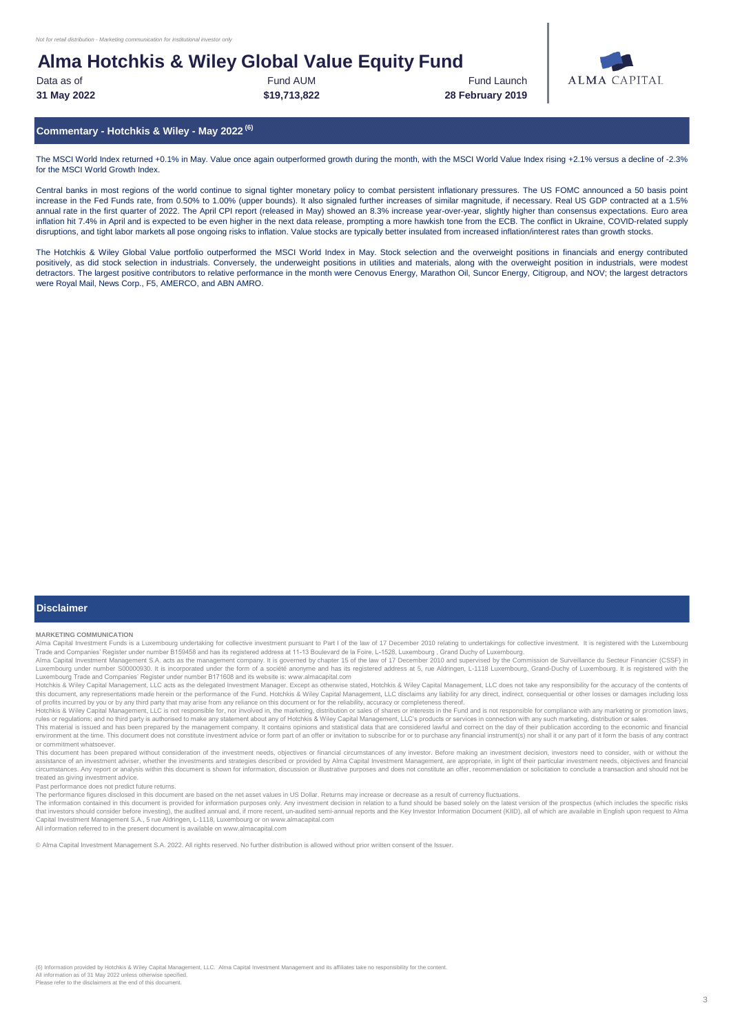*Not for retail distribution - Marketing communication for institutional investor only*

# Alma Hotchkis & Wiley Global Value Equity Fund

| Data as of | Fund AUM | Fund Launch |
|---|---|---|
| **31 May 2022** | **$19,713,822** | **28 February 2019** |

ALMA CAPITAL

## Commentary - Hotchkis & Wiley - May 2022 (6)

The MSCI World Index returned +0.1% in May. Value once again outperformed growth during the month, with the MSCI World Value Index rising +2.1% versus a decline of -2.3% for the MSCI World Growth Index.

Central banks in most regions of the world continue to signal tighter monetary policy to combat persistent inflationary pressures. The US FOMC announced a 50 basis point increase in the Fed Funds rate, from 0.50% to 1.00% (upper bounds). It also signaled further increases of similar magnitude, if necessary. Real US GDP contracted at a 1.5% annual rate in the first quarter of 2022. The April CPI report (released in May) showed an 8.3% increase year-over-year, slightly higher than consensus expectations. Euro area inflation hit 7.4% in April and is expected to be even higher in the next data release, prompting a more hawkish tone from the ECB. The conflict in Ukraine, COVID-related supply disruptions, and tight labor markets all pose ongoing risks to inflation. Value stocks are typically better insulated from increased inflation/interest rates than growth stocks.

The Hotchkis & Wiley Global Value portfolio outperformed the MSCI World Index in May. Stock selection and the overweight positions in financials and energy contributed positively, as did stock selection in industrials. Conversely, the underweight positions in utilities and materials, along with the overweight position in industrials, were modest detractors. The largest positive contributors to relative performance in the month were Cenovus Energy, Marathon Oil, Suncor Energy, Citigroup, and NOV; the largest detractors were Royal Mail, News Corp., F5, AMERCO, and ABN AMRO.

## Disclaimer

**MARKETING COMMUNICATION**

Alma Capital Investment Funds is a Luxembourg undertaking for collective investment pursuant to Part I of the law of 17 December 2010 relating to undertakings for collective investment. It is registered with the Luxembourg Trade and Companies' Register under number B159458 and has its registered address at 11-13 Boulevard de la Foire, L-1528, Luxembourg , Grand Duchy of Luxembourg.

Alma Capital Investment Management S.A. acts as the management company. It is governed by chapter 15 of the law of 17 December 2010 and supervised by the Commission de Surveillance du Secteur Financier (CSSF) in Luxembourg under number S00000930. It is incorporated under the form of a société anonyme and has its registered address at 5, rue Aldringen, L-1118 Luxembourg, Grand-Duchy of Luxembourg. It is registered with the Luxembourg Trade and Companies' Register under number B171608 and its website is: www.almacapital.com

Hotchkis & Wiley Capital Management, LLC acts as the delegated Investment Manager. Except as otherwise stated, Hotchkis & Wiley Capital Management, LLC does not take any responsibility for the accuracy of the contents of this document, any representations made herein or the performance of the Fund. Hotchkis & Wiley Capital Management, LLC disclaims any liability for any direct, indirect, consequential or other losses or damages including loss of profits incurred by you or by any third party that may arise from any reliance on this document or for the reliability, accuracy or completeness thereof.

Hotchkis & Wiley Capital Management, LLC is not responsible for, nor involved in, the marketing, distribution or sales of shares or interests in the Fund and is not responsible for compliance with any marketing or promotion laws, rules or regulations; and no third party is authorised to make any statement about any of Hotchkis & Wiley Capital Management, LLC's products or services in connection with any such marketing, distribution or sales.

This material is issued and has been prepared by the management company. It contains opinions and statistical data that are considered lawful and correct on the day of their publication according to the economic and financial environment at the time. This document does not constitute investment advice or form part of an offer or invitation to subscribe for or to purchase any financial instrument(s) nor shall it or any part of it form the basis of any contract or commitment whatsoever.

This document has been prepared without consideration of the investment needs, objectives or financial circumstances of any investor. Before making an investment decision, investors need to consider, with or without the assistance of an investment adviser, whether the investments and strategies described or provided by Alma Capital Investment Management, are appropriate, in light of their particular investment needs, objectives and financial circumstances. Any report or analysis within this document is shown for information, discussion or illustrative purposes and does not constitute an offer, recommendation or solicitation to conclude a transaction and should not be treated as giving investment advice.

Past performance does not predict future returns.

The performance figures disclosed in this document are based on the net asset values in US Dollar. Returns may increase or decrease as a result of currency fluctuations.

The information contained in this document is provided for information purposes only. Any investment decision in relation to a fund should be based solely on the latest version of the prospectus (which includes the specific risks that investors should consider before investing), the audited annual and, if more recent, un-audited semi-annual reports and the Key Investor Information Document (KIID), all of which are available in English upon request to Alma Capital Investment Management S.A., 5 rue Aldringen, L-1118, Luxembourg or on www.almacapital.com

All information referred to in the present document is available on www.almacapital.com

© Alma Capital Investment Management S.A. 2022. All rights reserved. No further distribution is allowed without prior written consent of the Issuer.

(6) Information provided by Hotchkis & Wiley Capital Management, LLC. Alma Capital Investment Management and its affiliates take no responsibility for the content.
All information as of 31 May 2022 unless otherwise specified.
Please refer to the disclaimers at the end of this document.